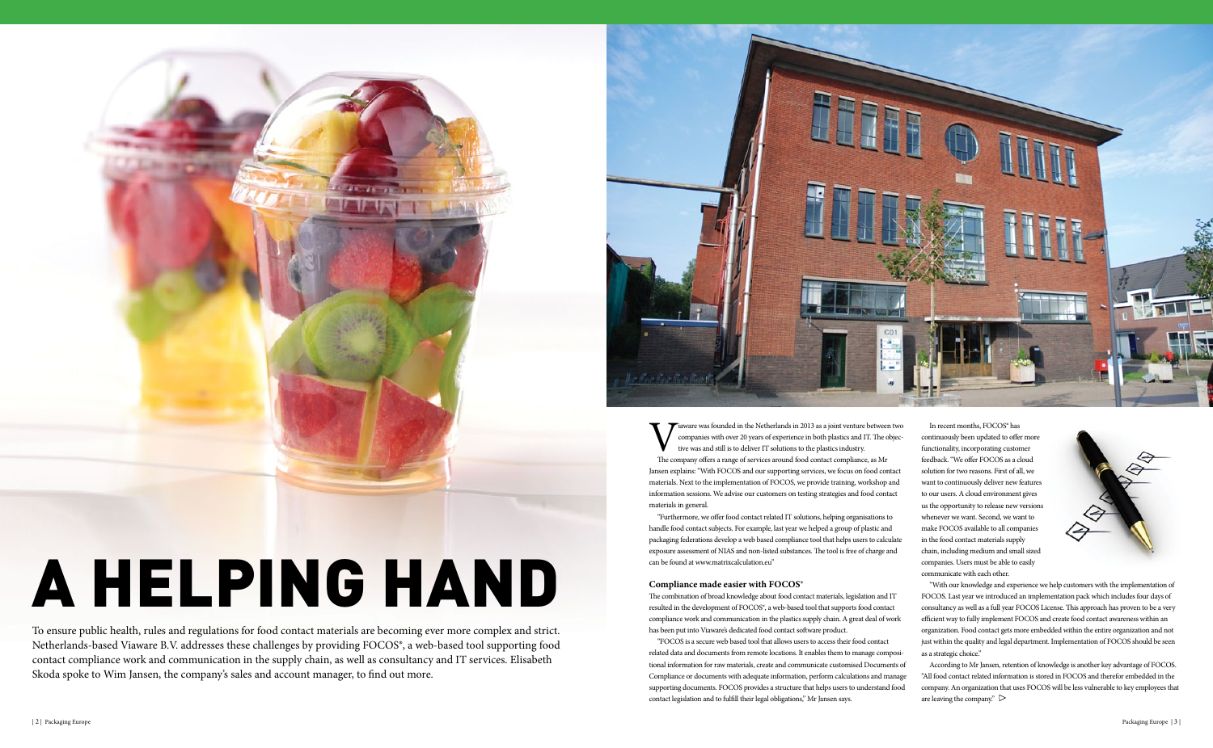# A HELPING HAND

To ensure public health, rules and regulations for food contact materials are becoming ever more complex and strict. Netherlands-based Viaware B.V. addresses these challenges by providing FOCOS®, a web-based tool supporting food contact compliance work and communication in the supply chain, as well as consultancy and IT services. Elisabeth Skoda spoke to Wim Jansen, the company's sales and account manager, to find out more.

Viaware was founded in the Netherlands in 2013 as a joint venture between two companies with over 20 years of experience in both plastics and IT. The objective was and still is to deliver IT solutions to the plastics industry.

The company offers a range of services around food contact compliance, as Mr Jansen explains: "With FOCOS and our supporting services, we focus on food contact materials. Next to the implementation of FOCOS, we provide training, workshop and information sessions. We advise our customers on testing strategies and food contact materials in general.

"Furthermore, we offer food contact related IT solutions, helping organisations to handle food contact subjects. For example, last year we helped a group of plastic and packaging federations develop a web based compliance tool that helps users to calculate exposure assessment of NIAS and non-listed substances. The tool is free of charge and can be found at www.matrixcalculation.eu"

## Compliance made easier with FOCOS®

The combination of broad knowledge about food contact materials, legislation and IT resulted in the development of FOCOS®, a web-based tool that supports food contact compliance work and communication in the plastics supply chain. A great deal of work has been put into Viaware's dedicated food contact software product.

"FOCOS is a secure web based tool that allows users to access their food contact related data and documents from remote locations. It enables them to manage compositional information for raw materials, create and communicate customised Documents of Compliance or documents with adequate information, perform calculations and manage supporting documents. FOCOS provides a structure that helps users to understand food contact legislation and to fulfill their legal obligations," Mr Jansen says.

In recent months, FOCOS® has continuously been updated to offer more functionality, incorporating customer feedback. "We offer FOCOS as a cloud solution for two reasons. First of all, we want to continuously deliver new features to our users. A cloud environment gives us the opportunity to release new versions whenever we want. Second, we want to make FOCOS available to all companies in the food contact materials supply chain, including medium and small sized companies. Users must be able to easily communicate with each other.

"With our knowledge and experience we help customers with the implementation of FOCOS. Last year we introduced an implementation pack which includes four days of consultancy as well as a full year FOCOS License. This approach has proven to be a very efficient way to fully implement FOCOS and create food contact awareness within an organization. Food contact gets more embedded within the entire organization and not just within the quality and legal department. Implementation of FOCOS should be seen as a strategic choice."

According to Mr Jansen, retention of knowledge is another key advantage of FOCOS. "All food contact related information is stored in FOCOS and therefor embedded in the company. An organization that uses FOCOS will be less vulnerable to key employees that are leaving the company."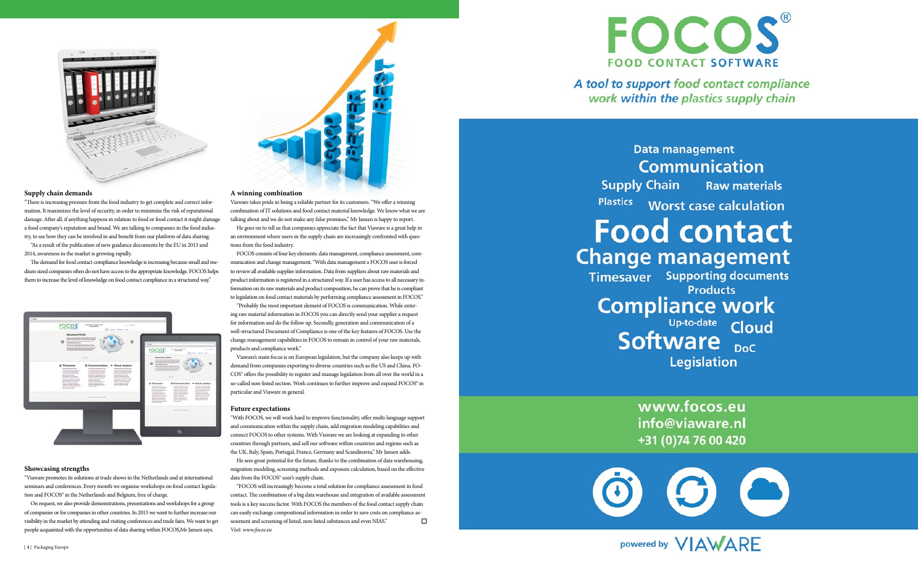## Supply chain demands

"There is increasing pressure from the food industry to get complete and correct information. It maximizes the level of security, in order to minimize the risk of reputational damage. After all, if anything happens in relation to food or food contact it might damage a food company's reputation and brand. We are talking to companies in the food industry, to see how they can be involved in and benefit from our platform of data sharing.

"As a result of the publication of new guidance documents by the EU in 2013 and 2014, awareness in the market is growing rapidly.

The demand for food contact compliance knowledge is increasing because small and medium sized companies often do not have access to the appropriate knowledge. FOCOS helps them to increase the level of knowledge on food contact compliance in a structured way."

## Showcasing strengths

"Viaware promotes its solutions at trade shows in the Netherlands and at international seminars and conferences. Every month we organise workshops on food contact legislation and FOCOS® in the Netherlands and Belgium, free of charge.

On request, we also provide demonstrations, presentations and workshops for a group of companies or for companies in other countries. In 2015 we want to further increase our visibility in the market by attending and visiting conferences and trade fairs. We want to get people acquainted with the opportunities of data sharing within FOCOS,Mr Jansen says.

## A winning combination

Viaware takes pride in being a reliable partner for its customers. "We offer a winning combination of IT solutions and food contact material knowledge. We know what we are talking about and we do not make any false promises," Mr Jansen is happy to report.

He goes on to tell us that companies appreciate the fact that Viaware is a great help in an environment where users in the supply chain are increasingly confronted with questions from the food industry.

FOCOS consists of four key elements: data management, compliance assessment, communication and change management. "With data management a FOCOS user is forced to review all available supplier information. Data from suppliers about raw materials and product information is registered in a structured way. If a user has access to all necessary information on its raw materials and product composition, he can prove that he is compliant to legislation on food contact materials by performing compliance assessment in FOCOS."

"Probably the most important element of FOCOS is communication. While entering raw material information in FOCOS you can directly send your supplier a request for information and do the follow up. Secondly, generation and communication of a well-structured Document of Compliance is one of the key features of FOCOS. Use the change management capabilities in FOCOS to remain in control of your raw materials, products and compliance work."

Viaware's main focus is on European legislation, but the company also keeps up with demand from companies exporting to diverse countries such as the US and China. FOCOS® offers the possibility to register and manage legislation from all over the world in a so-called non-listed section. Work continues to further improve and expand FOCOS® in particular and Viaware in general.

## Future expectations

"With FOCOS, we will work hard to improve functionality, offer multi-language support and communication within the supply chain, add migration modeling capabilities and connect FOCOS to other systems. With Viaware we are looking at expanding to other countries through partners, and sell our software within countries and regions such as the UK, Italy, Spain, Portugal, France, Germany and Scandinavia," Mr Jansen adds.

He sees great potential for the future, thanks to the combination of data warehousing, migration modeling, screening methods and exposure calculation, based on the effective data from the FOCOS® user's supply chain.

"FOCOS will increasingly become a total solution for compliance assessment in food contact. The combination of a big data warehouse and integration of available assessment tools is a key success factor. With FOCOS the members of the food contact supply chain can easily exchange compositional information in order to save costs on compliance assessment and screening of listed, non-listed substances and even NIAS."

*Visit: www.focos.eu*

# FOCOS®

**FOOD CONTACT SOFTWARE**

*A tool to support food contact compliance work within the plastics supply chain*

Data management
Communication
Supply Chain
Raw materials
Plastics
Worst case calculation
Food contact
Change management
Timesaver
Supporting documents
Products
Compliance work
Up-to-date
Cloud
Software
DoC
Legislation

www.focos.eu
info@viaware.nl
+31 (0)74 76 00 420

powered by VIAWARE